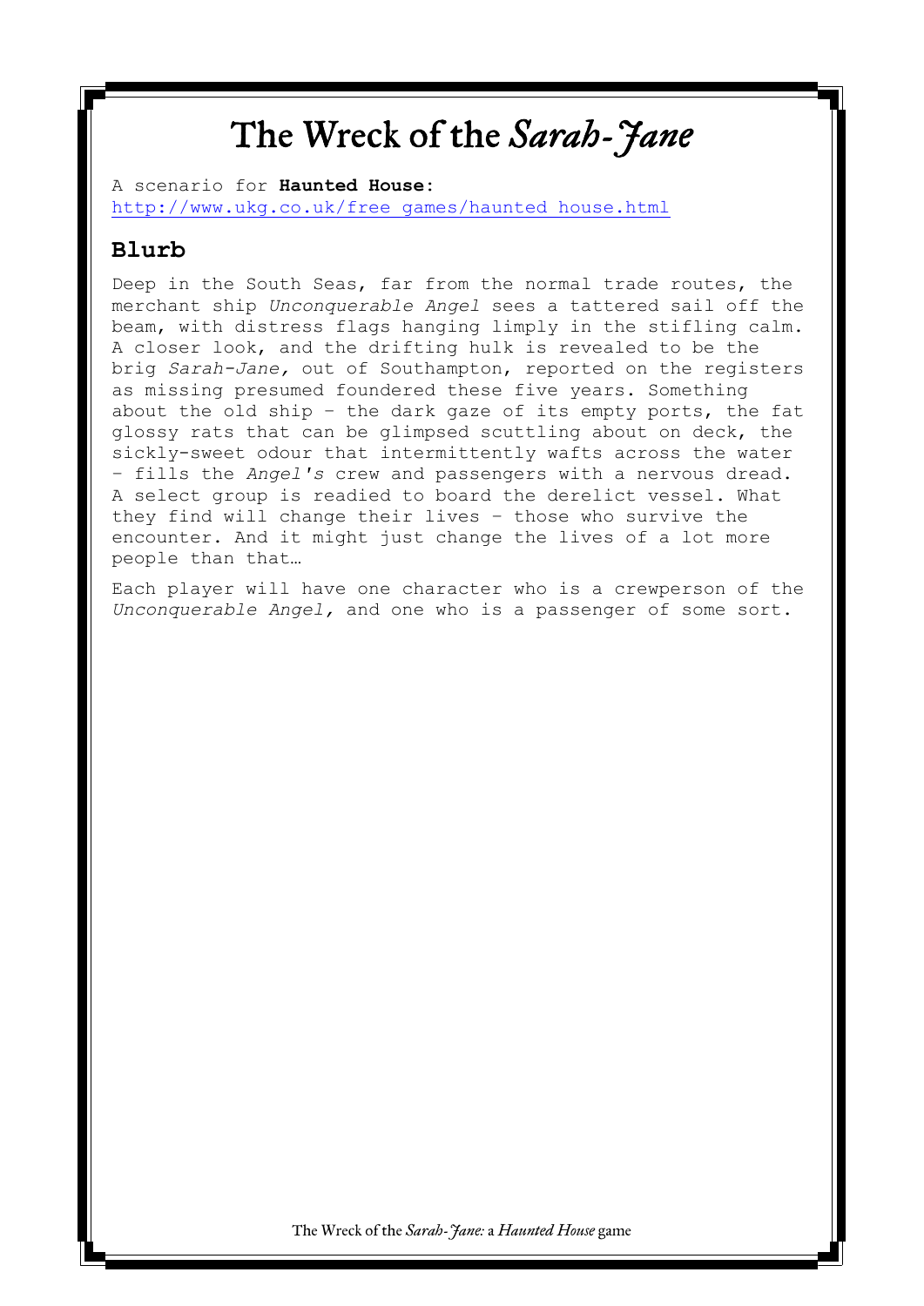# The Wreck of the *Sarah-Jane*

A scenario for **Haunted House**: [http://www.ukg.co.uk/free games/haunted house.html](http://www.ukg.co.uk/free_games/haunted_house.html)

## Blurb

Deep in the South Seas, far from the normal trade routes, the merchant ship *Unconquerable Angel* sees a tattered sail off the beam, with distress flags hanging limply in the stifling calm. A closer look, and the drifting hulk is revealed to be the brig *Sarah-Jane,* out of Southampton, reported on the registers as missing presumed foundered these five years. Something about the old ship – the dark gaze of its empty ports, the fat glossy rats that can be glimpsed scuttling about on deck, the sickly-sweet odour that intermittently wafts across the water – fills the *Angel's* crew and passengers with a nervous dread. A select group is readied to board the derelict vessel. What they find will change their lives – those who survive the encounter. And it might just change the lives of a lot more people than that…

Each player will have one character who is a crewperson of the *Unconquerable Angel,* and one who is a passenger of some sort.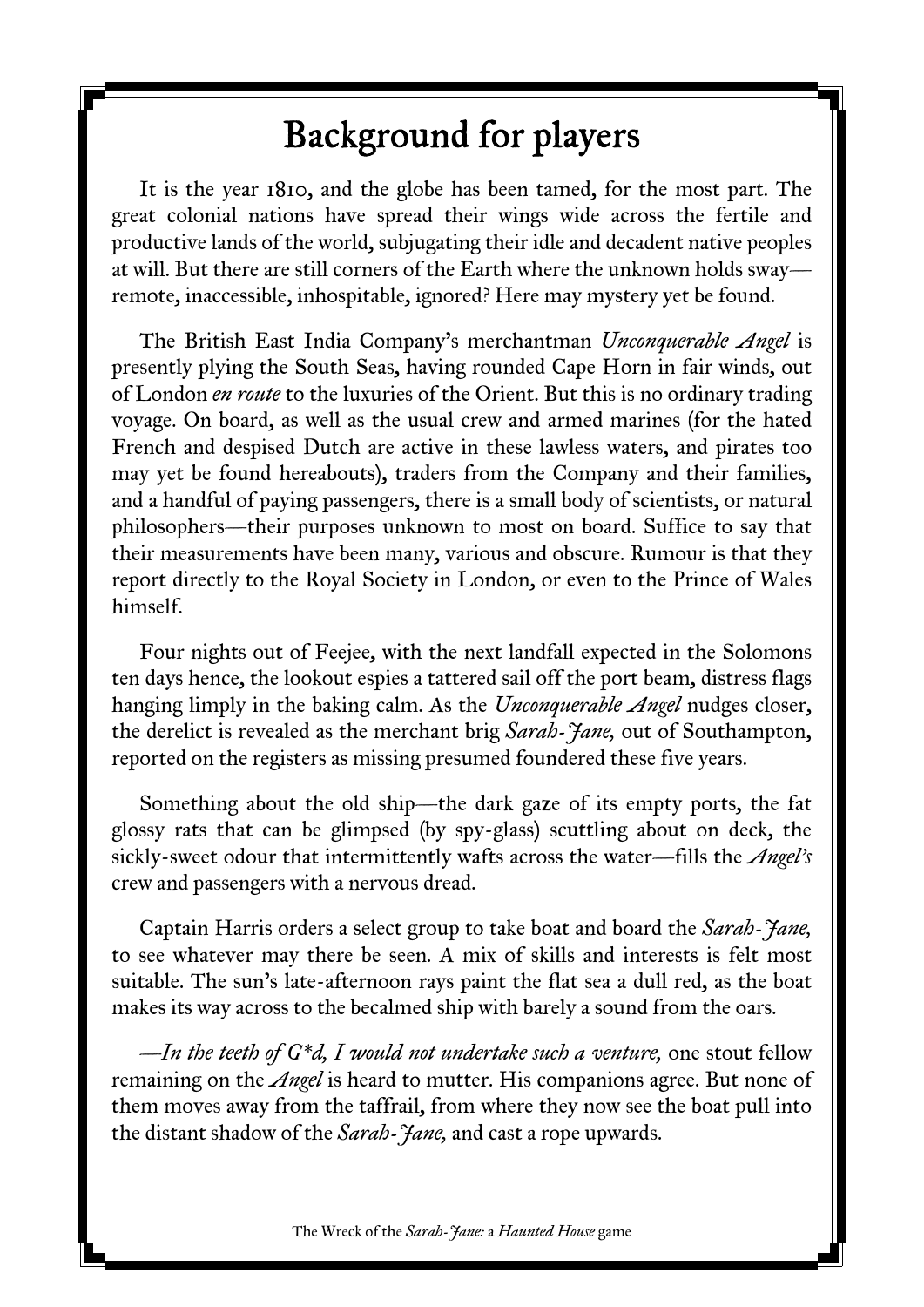# Background for players

It is the year 1810, and the globe has been tamed, for the most part. The great colonial nations have spread their wings wide across the fertile and productive lands of the world, subjugating their idle and decadent native peoples at will. But there are still corners of the Earth where the unknown holds sway—remote, inaccessible, inhospitable, ignored? Here may mystery yet be found.

The British East India Company's merchantman *Unconquerable Angel* is presently plying the South Seas, having rounded Cape Horn in fair winds, out of London *en route* to the luxuries of the Orient. But this is no ordinary trading voyage. On board, as well as the usual crew and armed marines (for the hated French and despised Dutch are active in these lawless waters, and pirates too may yet be found hereabouts), traders from the Company and their families, and a handful of paying passengers, there is a small body of scientists, or natural philosophers—their purposes unknown to most on board. Suffice to say that their measurements have been many, various and obscure. Rumour is that they report directly to the Royal Society in London, or even to the Prince of Wales himself.

Four nights out of Feejee, with the next landfall expected in the Solomons ten days hence, the lookout espies a tattered sail off the port beam, distress flags hanging limply in the baking calm. As the *Unconquerable Angel* nudges closer, the derelict is revealed as the merchant brig *Sarah-Jane,* out of Southampton, reported on the registers as missing presumed foundered these five years.

Something about the old ship—the dark gaze of its empty ports, the fat glossy rats that can be glimpsed (by spy-glass) scuttling about on deck, the sickly-sweet odour that intermittently wafts across the water—fills the *Angel's* crew and passengers with a nervous dread.

Captain Harris orders a select group to take boat and board the *Sarah-Jane,* to see whatever may there be seen. A mix of skills and interests is felt most suitable. The sun's late-afternoon rays paint the flat sea a dull red, as the boat makes its way across to the becalmed ship with barely a sound from the oars.

*—In the teeth of G*d, I would not undertake such a venture,* one stout fellow remaining on the *Angel* is heard to mutter. His companions agree. But none of them moves away from the taffrail, from where they now see the boat pull into the distant shadow of the *Sarah-Jane,* and cast a rope upwards.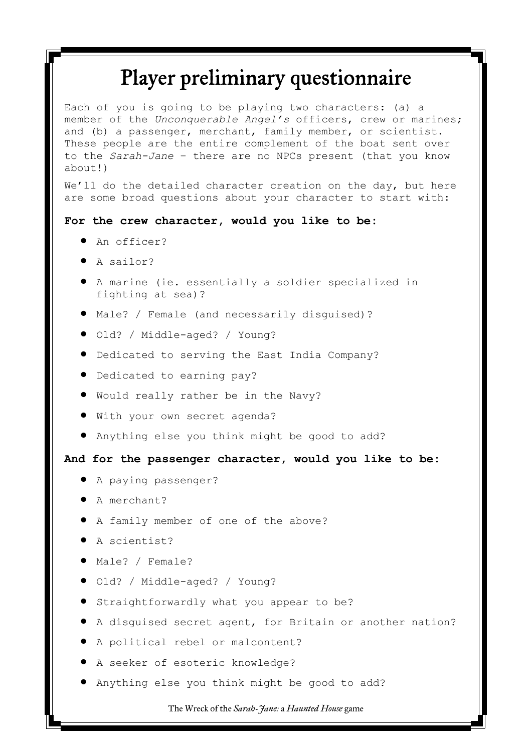# Player preliminary questionnaire

Each of you is going to be playing two characters: (a) a member of the *Unconquerable Angel's* officers, crew or marines; and (b) a passenger, merchant, family member, or scientist. These people are the entire complement of the boat sent over to the *Sarah-Jane* – there are no NPCs present (that you know about!)

We'll do the detailed character creation on the day, but here are some broad questions about your character to start with:

**For the crew character, would you like to be:**

- An officer?
- A sailor?
- A marine (ie. essentially a soldier specialized in fighting at sea)?
- Male? / Female (and necessarily disguised)?
- Old? / Middle-aged? / Young?
- Dedicated to serving the East India Company?
- Dedicated to earning pay?
- Would really rather be in the Navy?
- With your own secret agenda?
- Anything else you think might be good to add?

**And for the passenger character, would you like to be:**

- A paying passenger?
- A merchant?
- A family member of one of the above?
- A scientist?
- Male? / Female?
- Old? / Middle-aged? / Young?
- Straightforwardly what you appear to be?
- A disguised secret agent, for Britain or another nation?
- A political rebel or malcontent?
- A seeker of esoteric knowledge?
- Anything else you think might be good to add?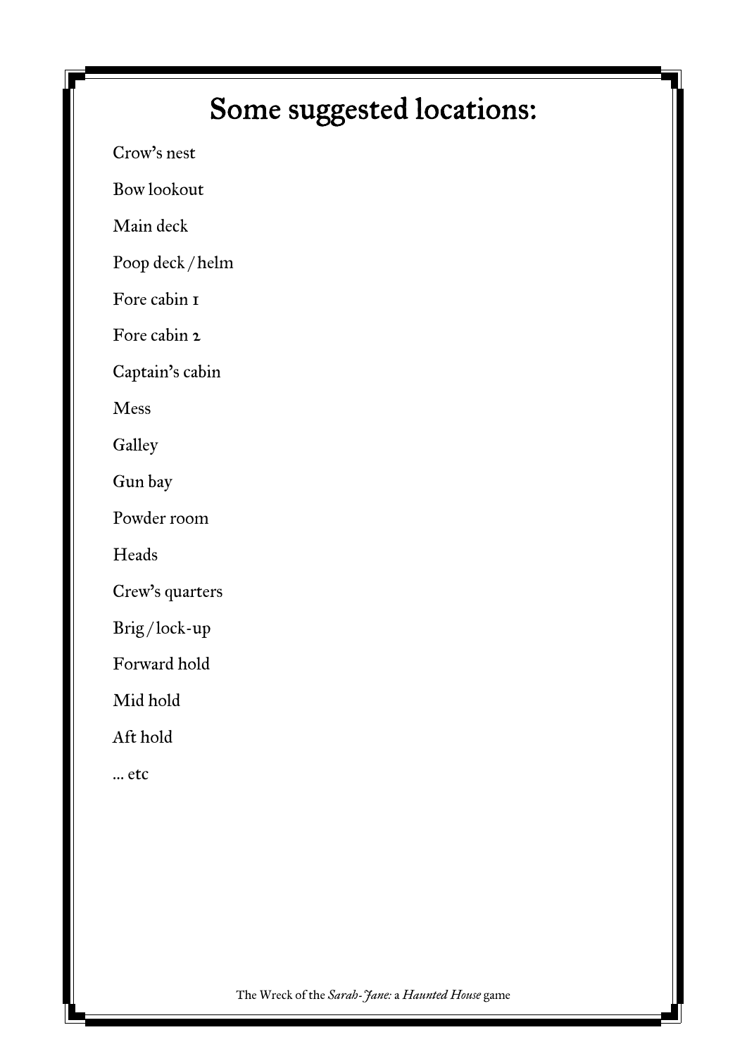# Some suggested locations:

Crow's nest

Bow lookout

Main deck

Poop deck / helm

Fore cabin 1

Fore cabin 2

Captain's cabin

Mess

Galley

Gun bay

Powder room

Heads

Crew's quarters

Brig / lock-up

Forward hold

Mid hold

Aft hold

... etc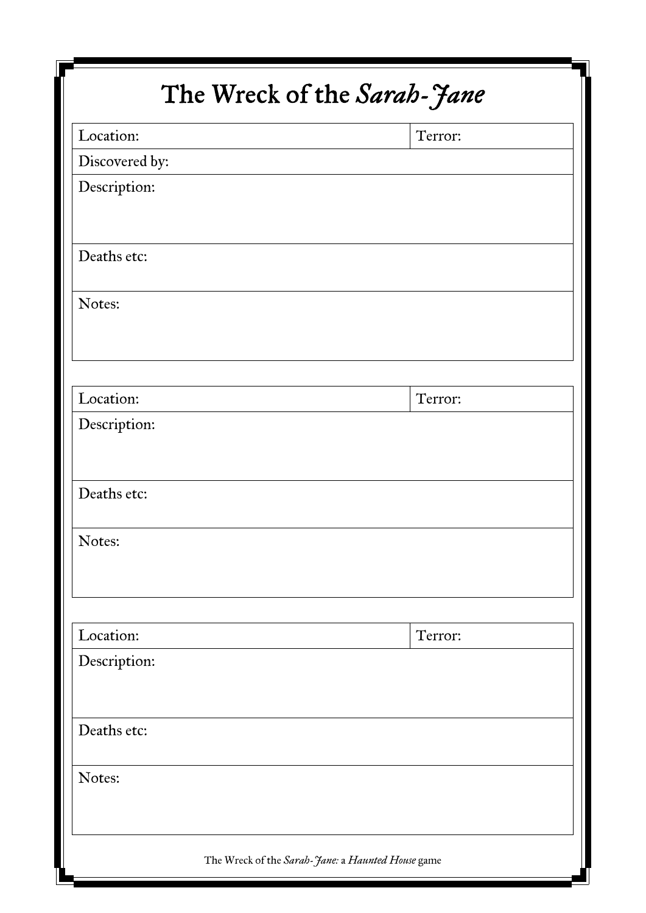# The Wreck of the *Sarah-Jane*

| Location: | Terror: |
|---|---|
| Discovered by: | |
| Description: | |
| Deaths etc: | |
| Notes: | |

| Location: | Terror: |
|---|---|
| Description: | |
| Deaths etc: | |
| Notes: | |

| Location: | Terror: |
|---|---|
| Description: | |
| Deaths etc: | |
| Notes: | |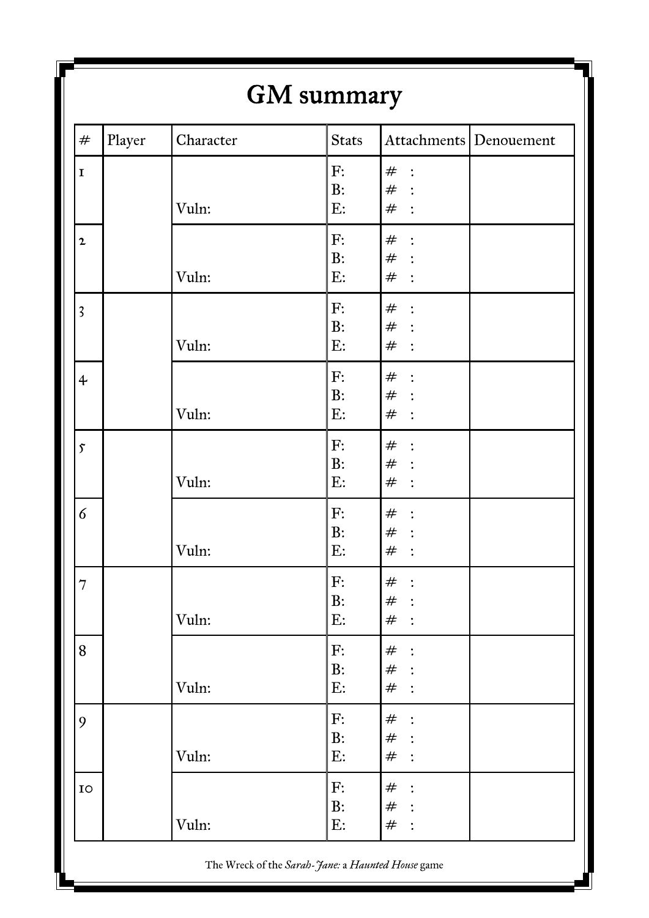# GM summary

| # | Player | Character | Stats | Attachments | Denouement |
|---|---|---|---|---|---|
| 1 | | Vuln: | F:<br>B:<br>E: | # :<br># :<br># : | |
| 2 | | Vuln: | F:<br>B:<br>E: | # :<br># :<br># : | |
| 3 | | Vuln: | F:<br>B:<br>E: | # :<br># :<br># : | |
| 4 | | Vuln: | F:<br>B:<br>E: | # :<br># :<br># : | |
| 5 | | Vuln: | F:<br>B:<br>E: | # :<br># :<br># : | |
| 6 | | Vuln: | F:<br>B:<br>E: | # :<br># :<br># : | |
| 7 | | Vuln: | F:<br>B:<br>E: | # :<br># :<br># : | |
| 8 | | Vuln: | F:<br>B:<br>E: | # :<br># :<br># : | |
| 9 | | Vuln: | F:<br>B:<br>E: | # :<br># :<br># : | |
| 10 | | Vuln: | F:<br>B:<br>E: | # :<br># :<br># : | |

The Wreck of the *Sarah-Jane:* a *Haunted House* game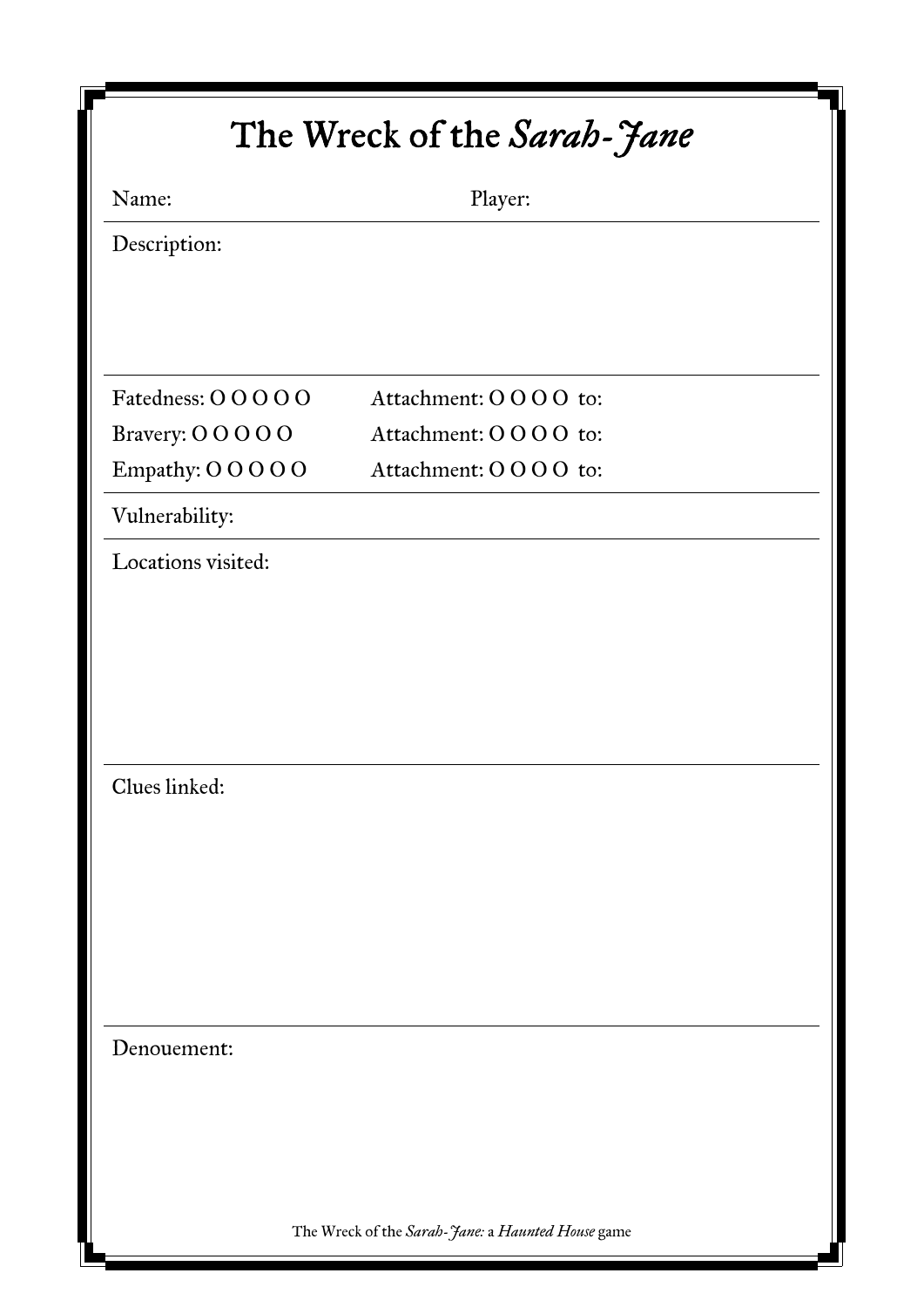# The Wreck of the *Sarah-Jane*

Name: Player:

Description:

Fatedness: O O O O O
Bravery: O O O O O
Empathy: O O O O O

Attachment: O O O O to:
Attachment: O O O O to:
Attachment: O O O O to:

Vulnerability:

Locations visited:

Clues linked:

Denouement:

The Wreck of the *Sarah-Jane:* a *Haunted House* game